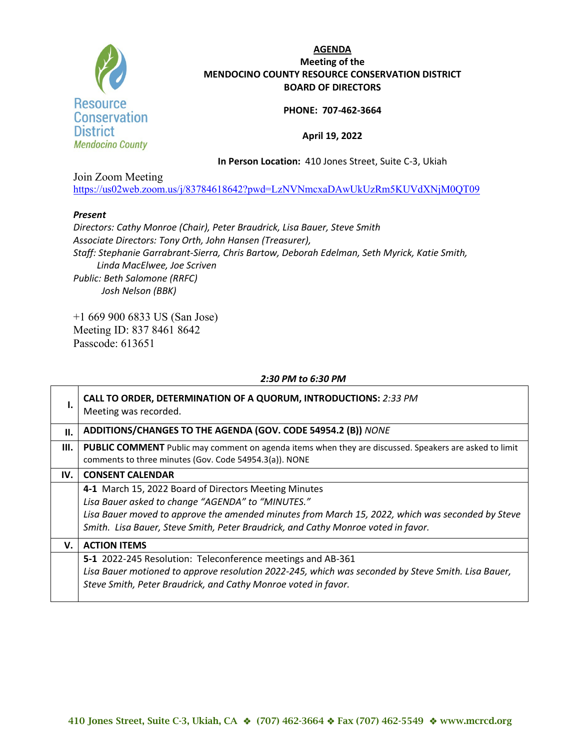Resource Conservation District
Mendocino County

**AGENDA**
**Meeting of the**
**MENDOCINO COUNTY RESOURCE CONSERVATION DISTRICT**
**BOARD OF DIRECTORS**

**PHONE: 707-462-3664**

**April 19, 2022**

**In Person Location:** 410 Jones Street, Suite C-3, Ukiah

Join Zoom Meeting
https://us02web.zoom.us/j/83784618642?pwd=LzNVNmcxaDAwUkUzRm5KUVdXNjM0QT09

***Present***
*Directors: Cathy Monroe (Chair), Peter Braudrick, Lisa Bauer, Steve Smith*
*Associate Directors: Tony Orth, John Hansen (Treasurer),*
*Staff: Stephanie Garrabrant-Sierra, Chris Bartow, Deborah Edelman, Seth Myrick, Katie Smith, Linda MacElwee, Joe Scriven*
*Public: Beth Salomone (RRFC)*
*Josh Nelson (BBK)*

+1 669 900 6833 US (San Jose)
Meeting ID: 837 8461 8642
Passcode: 613651

***2:30 PM to 6:30 PM***

| | |
|---|---|
| **I.** | **CALL TO ORDER, DETERMINATION OF A QUORUM, INTRODUCTIONS:** *2:33 PM*<br>Meeting was recorded. |
| **II.** | **ADDITIONS/CHANGES TO THE AGENDA (GOV. CODE 54954.2 (B))** *NONE* |
| **III.** | **PUBLIC COMMENT** Public may comment on agenda items when they are discussed. Speakers are asked to limit comments to three minutes (Gov. Code 54954.3(a)). NONE |
| **IV.** | **CONSENT CALENDAR** |
| | **4-1** March 15, 2022 Board of Directors Meeting Minutes<br>*Lisa Bauer asked to change "AGENDA" to "MINUTES."*<br>*Lisa Bauer moved to approve the amended minutes from March 15, 2022, which was seconded by Steve Smith. Lisa Bauer, Steve Smith, Peter Braudrick, and Cathy Monroe voted in favor.* |
| **V.** | **ACTION ITEMS** |
| | **5-1** 2022-245 Resolution: Teleconference meetings and AB-361<br>*Lisa Bauer motioned to approve resolution 2022-245, which was seconded by Steve Smith. Lisa Bauer, Steve Smith, Peter Braudrick, and Cathy Monroe voted in favor.* |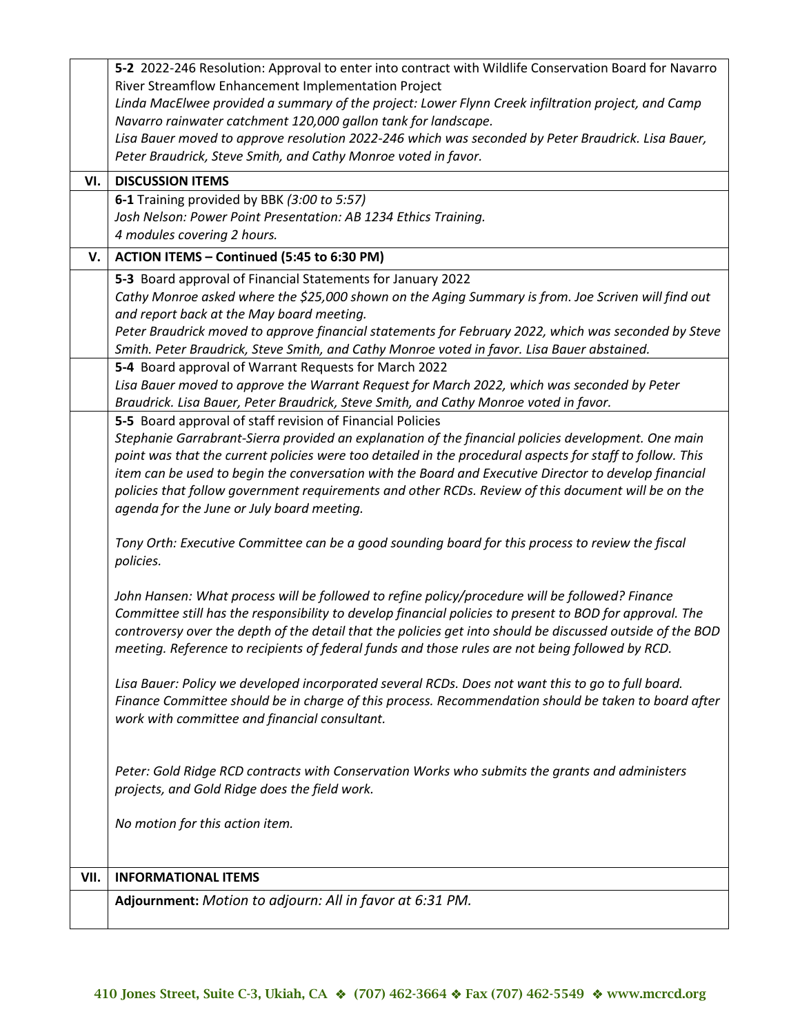| | |
|---|---|
| | **5-2** 2022-246 Resolution: Approval to enter into contract with Wildlife Conservation Board for Navarro River Streamflow Enhancement Implementation Project<br>*Linda MacElwee provided a summary of the project: Lower Flynn Creek infiltration project, and Camp Navarro rainwater catchment 120,000 gallon tank for landscape.*<br>*Lisa Bauer moved to approve resolution 2022-246 which was seconded by Peter Braudrick. Lisa Bauer, Peter Braudrick, Steve Smith, and Cathy Monroe voted in favor.* |
| **VI.** | **DISCUSSION ITEMS** |
| | **6-1** Training provided by BBK *(3:00 to 5:57)*<br>*Josh Nelson: Power Point Presentation: AB 1234 Ethics Training.*<br>*4 modules covering 2 hours.* |
| **V.** | **ACTION ITEMS – Continued (5:45 to 6:30 PM)** |
| | **5-3** Board approval of Financial Statements for January 2022<br>*Cathy Monroe asked where the $25,000 shown on the Aging Summary is from. Joe Scriven will find out and report back at the May board meeting.*<br>*Peter Braudrick moved to approve financial statements for February 2022, which was seconded by Steve Smith. Peter Braudrick, Steve Smith, and Cathy Monroe voted in favor. Lisa Bauer abstained.* |
| | **5-4** Board approval of Warrant Requests for March 2022<br>*Lisa Bauer moved to approve the Warrant Request for March 2022, which was seconded by Peter Braudrick. Lisa Bauer, Peter Braudrick, Steve Smith, and Cathy Monroe voted in favor.* |
| | **5-5** Board approval of staff revision of Financial Policies<br>*Stephanie Garrabrant-Sierra provided an explanation of the financial policies development. One main point was that the current policies were too detailed in the procedural aspects for staff to follow. This item can be used to begin the conversation with the Board and Executive Director to develop financial policies that follow government requirements and other RCDs. Review of this document will be on the agenda for the June or July board meeting.*<br><br>*Tony Orth: Executive Committee can be a good sounding board for this process to review the fiscal policies.*<br><br>*John Hansen: What process will be followed to refine policy/procedure will be followed? Finance Committee still has the responsibility to develop financial policies to present to BOD for approval. The controversy over the depth of the detail that the policies get into should be discussed outside of the BOD meeting. Reference to recipients of federal funds and those rules are not being followed by RCD.*<br><br>*Lisa Bauer: Policy we developed incorporated several RCDs. Does not want this to go to full board. Finance Committee should be in charge of this process. Recommendation should be taken to board after work with committee and financial consultant.*<br><br>*Peter: Gold Ridge RCD contracts with Conservation Works who submits the grants and administers projects, and Gold Ridge does the field work.*<br><br>*No motion for this action item.* |
| **VII.** | **INFORMATIONAL ITEMS** |
| | **Adjournment:** *Motion to adjourn: All in favor at 6:31 PM.* |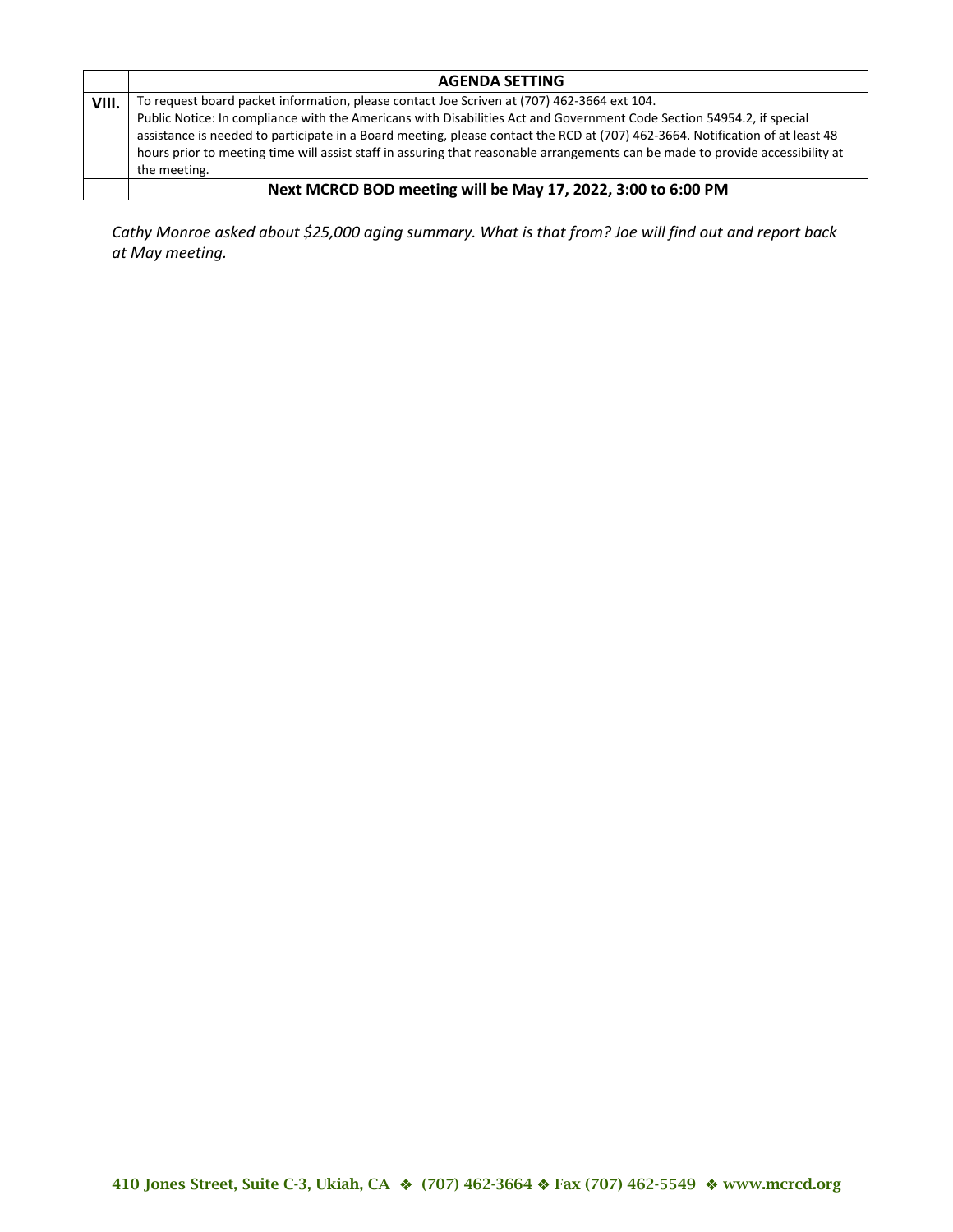| | AGENDA SETTING |
|---|---|
| **VIII.** | To request board packet information, please contact Joe Scriven at (707) 462-3664 ext 104.<br>Public Notice: In compliance with the Americans with Disabilities Act and Government Code Section 54954.2, if special assistance is needed to participate in a Board meeting, please contact the RCD at (707) 462-3664. Notification of at least 48 hours prior to meeting time will assist staff in assuring that reasonable arrangements can be made to provide accessibility at the meeting. |
| | **Next MCRCD BOD meeting will be May 17, 2022, 3:00 to 6:00 PM** |

*Cathy Monroe asked about $25,000 aging summary. What is that from? Joe will find out and report back at May meeting.*

**410 Jones Street, Suite C-3, Ukiah, CA ❖ (707) 462-3664 ❖ Fax (707) 462-5549 ❖ www.mcrcd.org**